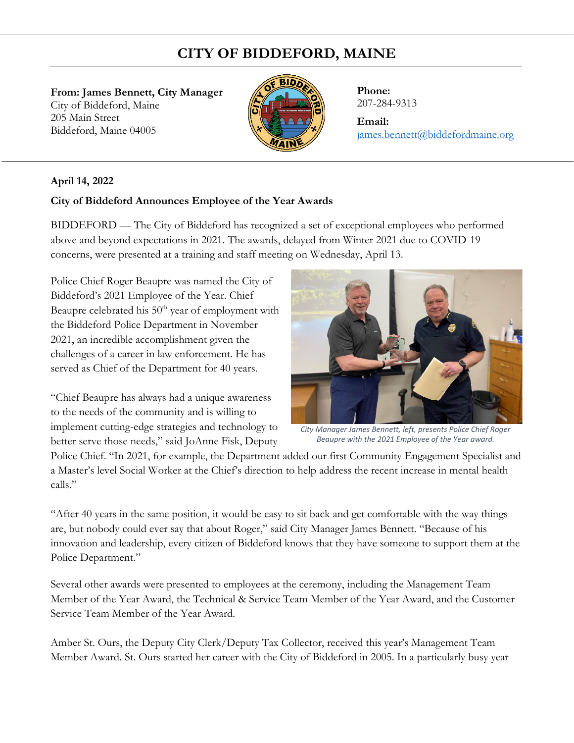# CITY OF BIDDEFORD, MAINE

**From: James Bennett, City Manager**
City of Biddeford, Maine
205 Main Street
Biddeford, Maine 04005

**Phone:**
207-284-9313

**Email:**
james.bennett@biddefordmaine.org

**April 14, 2022**

**City of Biddeford Announces Employee of the Year Awards**

BIDDEFORD — The City of Biddeford has recognized a set of exceptional employees who performed above and beyond expectations in 2021. The awards, delayed from Winter 2021 due to COVID-19 concerns, were presented at a training and staff meeting on Wednesday, April 13.

Police Chief Roger Beaupre was named the City of Biddeford's 2021 Employee of the Year. Chief Beaupre celebrated his 50th year of employment with the Biddeford Police Department in November 2021, an incredible accomplishment given the challenges of a career in law enforcement. He has served as Chief of the Department for 40 years.

*City Manager James Bennett, left, presents Police Chief Roger Beaupre with the 2021 Employee of the Year award.*

"Chief Beaupre has always had a unique awareness to the needs of the community and is willing to implement cutting-edge strategies and technology to better serve those needs," said JoAnne Fisk, Deputy Police Chief. "In 2021, for example, the Department added our first Community Engagement Specialist and a Master's level Social Worker at the Chief's direction to help address the recent increase in mental health calls."

"After 40 years in the same position, it would be easy to sit back and get comfortable with the way things are, but nobody could ever say that about Roger," said City Manager James Bennett. "Because of his innovation and leadership, every citizen of Biddeford knows that they have someone to support them at the Police Department."

Several other awards were presented to employees at the ceremony, including the Management Team Member of the Year Award, the Technical & Service Team Member of the Year Award, and the Customer Service Team Member of the Year Award.

Amber St. Ours, the Deputy City Clerk/Deputy Tax Collector, received this year's Management Team Member Award. St. Ours started her career with the City of Biddeford in 2005. In a particularly busy year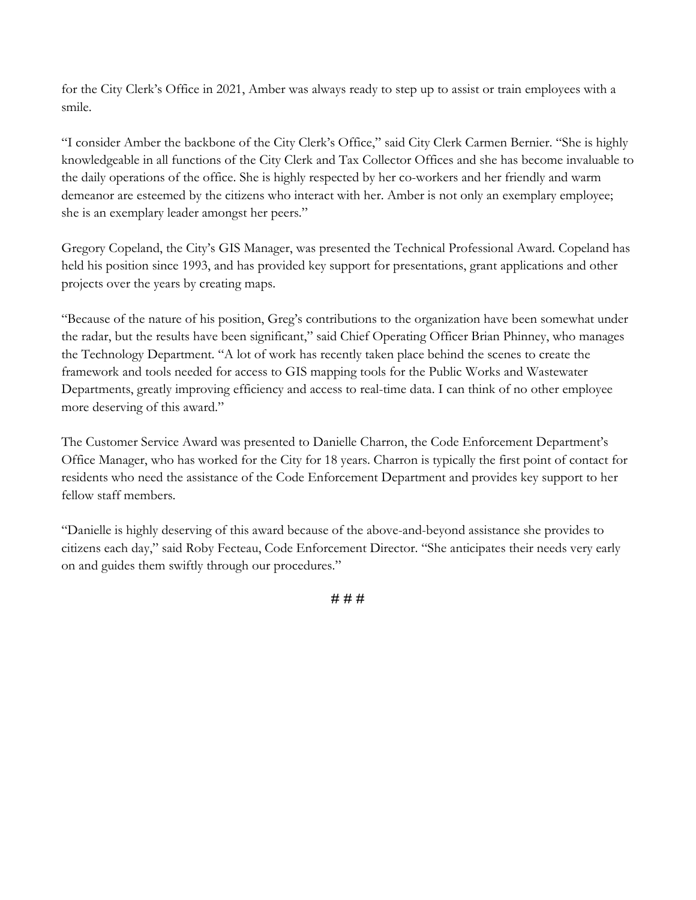for the City Clerk's Office in 2021, Amber was always ready to step up to assist or train employees with a smile.

"I consider Amber the backbone of the City Clerk's Office," said City Clerk Carmen Bernier. "She is highly knowledgeable in all functions of the City Clerk and Tax Collector Offices and she has become invaluable to the daily operations of the office. She is highly respected by her co-workers and her friendly and warm demeanor are esteemed by the citizens who interact with her. Amber is not only an exemplary employee; she is an exemplary leader amongst her peers."

Gregory Copeland, the City's GIS Manager, was presented the Technical Professional Award. Copeland has held his position since 1993, and has provided key support for presentations, grant applications and other projects over the years by creating maps.

"Because of the nature of his position, Greg's contributions to the organization have been somewhat under the radar, but the results have been significant," said Chief Operating Officer Brian Phinney, who manages the Technology Department. "A lot of work has recently taken place behind the scenes to create the framework and tools needed for access to GIS mapping tools for the Public Works and Wastewater Departments, greatly improving efficiency and access to real-time data. I can think of no other employee more deserving of this award."

The Customer Service Award was presented to Danielle Charron, the Code Enforcement Department's Office Manager, who has worked for the City for 18 years. Charron is typically the first point of contact for residents who need the assistance of the Code Enforcement Department and provides key support to her fellow staff members.

"Danielle is highly deserving of this award because of the above-and-beyond assistance she provides to citizens each day," said Roby Fecteau, Code Enforcement Director. "She anticipates their needs very early on and guides them swiftly through our procedures."

# # #